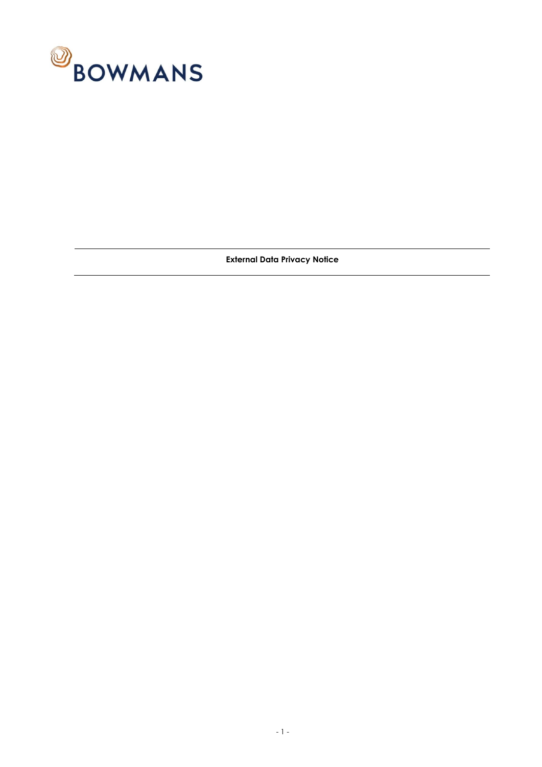BOWMANS

---

**External Data Privacy Notice**

---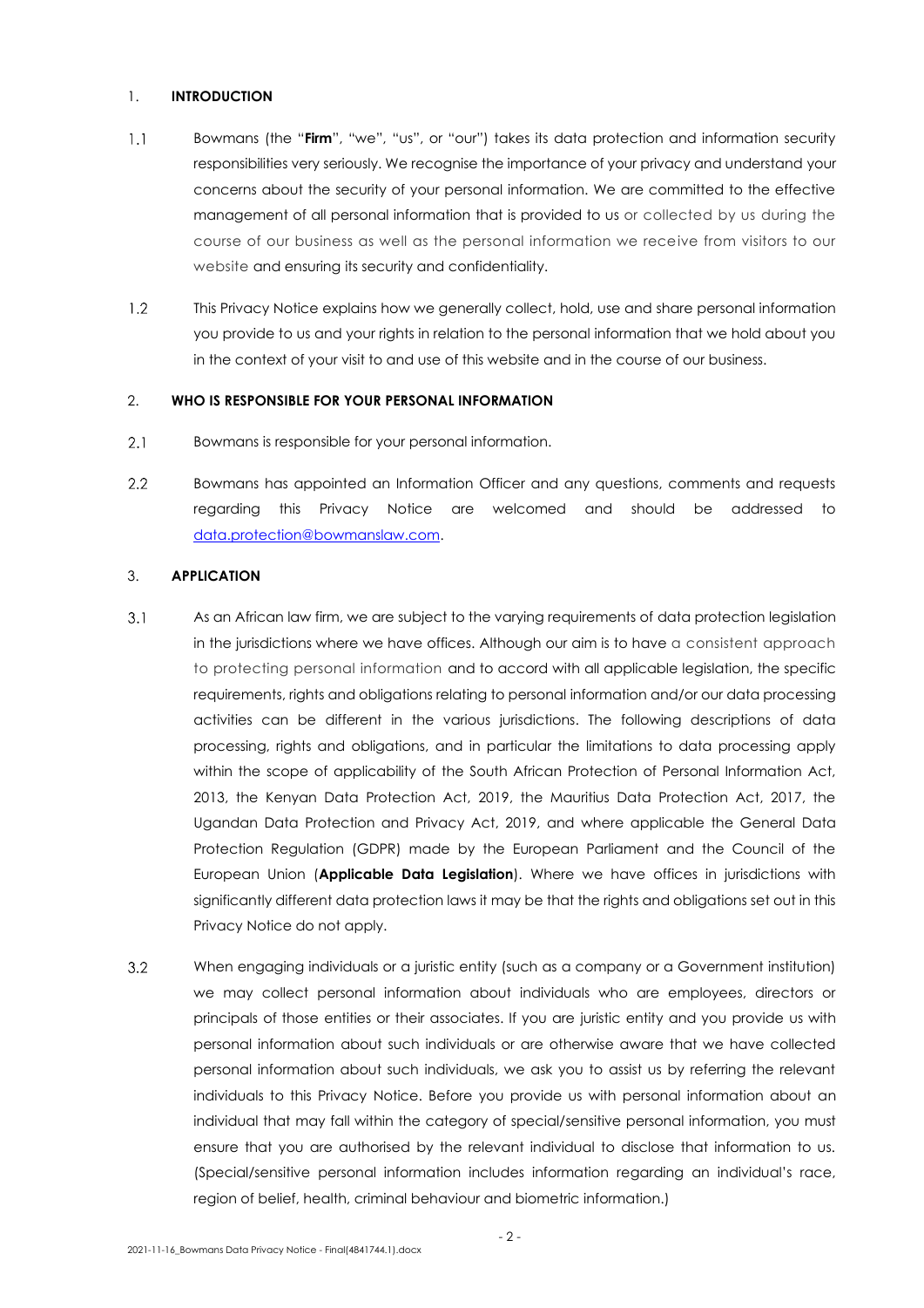## 1. INTRODUCTION

1.1 Bowmans (the "**Firm**", "we", "us", or "our") takes its data protection and information security responsibilities very seriously. We recognise the importance of your privacy and understand your concerns about the security of your personal information. We are committed to the effective management of all personal information that is provided to us or collected by us during the course of our business as well as the personal information we receive from visitors to our website and ensuring its security and confidentiality.

1.2 This Privacy Notice explains how we generally collect, hold, use and share personal information you provide to us and your rights in relation to the personal information that we hold about you in the context of your visit to and use of this website and in the course of our business.

## 2. WHO IS RESPONSIBLE FOR YOUR PERSONAL INFORMATION

2.1 Bowmans is responsible for your personal information.

2.2 Bowmans has appointed an Information Officer and any questions, comments and requests regarding this Privacy Notice are welcomed and should be addressed to data.protection@bowmanslaw.com.

## 3. APPLICATION

3.1 As an African law firm, we are subject to the varying requirements of data protection legislation in the jurisdictions where we have offices. Although our aim is to have a consistent approach to protecting personal information and to accord with all applicable legislation, the specific requirements, rights and obligations relating to personal information and/or our data processing activities can be different in the various jurisdictions. The following descriptions of data processing, rights and obligations, and in particular the limitations to data processing apply within the scope of applicability of the South African Protection of Personal Information Act, 2013, the Kenyan Data Protection Act, 2019, the Mauritius Data Protection Act, 2017, the Ugandan Data Protection and Privacy Act, 2019, and where applicable the General Data Protection Regulation (GDPR) made by the European Parliament and the Council of the European Union (**Applicable Data Legislation**). Where we have offices in jurisdictions with significantly different data protection laws it may be that the rights and obligations set out in this Privacy Notice do not apply.

3.2 When engaging individuals or a juristic entity (such as a company or a Government institution) we may collect personal information about individuals who are employees, directors or principals of those entities or their associates. If you are juristic entity and you provide us with personal information about such individuals or are otherwise aware that we have collected personal information about such individuals, we ask you to assist us by referring the relevant individuals to this Privacy Notice. Before you provide us with personal information about an individual that may fall within the category of special/sensitive personal information, you must ensure that you are authorised by the relevant individual to disclose that information to us. (Special/sensitive personal information includes information regarding an individual's race, region of belief, health, criminal behaviour and biometric information.)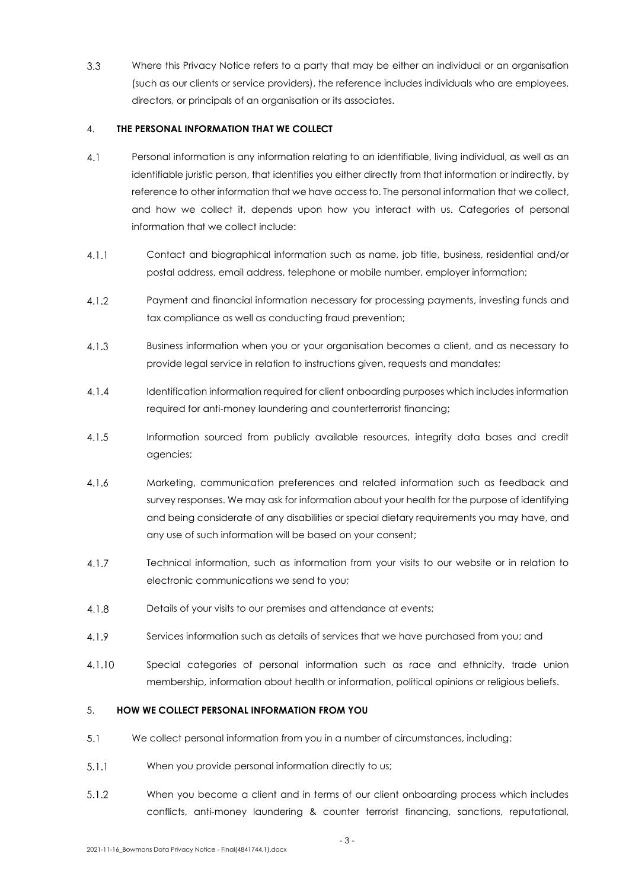3.3 Where this Privacy Notice refers to a party that may be either an individual or an organisation (such as our clients or service providers), the reference includes individuals who are employees, directors, or principals of an organisation or its associates.

## 4. THE PERSONAL INFORMATION THAT WE COLLECT

4.1 Personal information is any information relating to an identifiable, living individual, as well as an identifiable juristic person, that identifies you either directly from that information or indirectly, by reference to other information that we have access to. The personal information that we collect, and how we collect it, depends upon how you interact with us. Categories of personal information that we collect include:

4.1.1 Contact and biographical information such as name, job title, business, residential and/or postal address, email address, telephone or mobile number, employer information;

4.1.2 Payment and financial information necessary for processing payments, investing funds and tax compliance as well as conducting fraud prevention;

4.1.3 Business information when you or your organisation becomes a client, and as necessary to provide legal service in relation to instructions given, requests and mandates;

4.1.4 Identification information required for client onboarding purposes which includes information required for anti-money laundering and counterterrorist financing;

4.1.5 Information sourced from publicly available resources, integrity data bases and credit agencies;

4.1.6 Marketing, communication preferences and related information such as feedback and survey responses. We may ask for information about your health for the purpose of identifying and being considerate of any disabilities or special dietary requirements you may have, and any use of such information will be based on your consent;

4.1.7 Technical information, such as information from your visits to our website or in relation to electronic communications we send to you;

4.1.8 Details of your visits to our premises and attendance at events;

4.1.9 Services information such as details of services that we have purchased from you; and

4.1.10 Special categories of personal information such as race and ethnicity, trade union membership, information about health or information, political opinions or religious beliefs.

## 5. HOW WE COLLECT PERSONAL INFORMATION FROM YOU

5.1 We collect personal information from you in a number of circumstances, including:

5.1.1 When you provide personal information directly to us;

5.1.2 When you become a client and in terms of our client onboarding process which includes conflicts, anti-money laundering & counter terrorist financing, sanctions, reputational,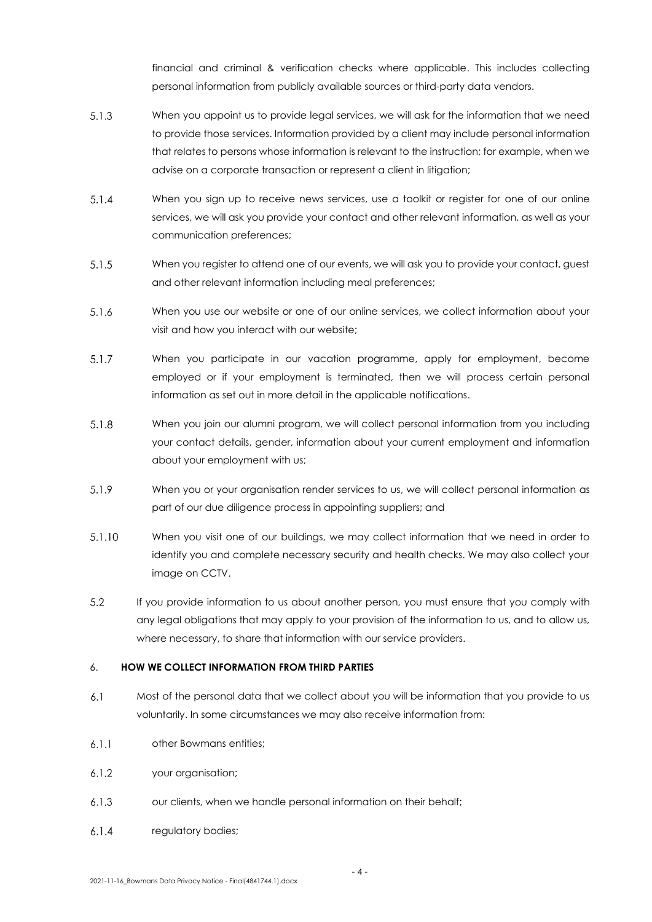financial and criminal & verification checks where applicable. This includes collecting personal information from publicly available sources or third-party data vendors.

5.1.3 When you appoint us to provide legal services, we will ask for the information that we need to provide those services. Information provided by a client may include personal information that relates to persons whose information is relevant to the instruction; for example, when we advise on a corporate transaction or represent a client in litigation;

5.1.4 When you sign up to receive news services, use a toolkit or register for one of our online services, we will ask you provide your contact and other relevant information, as well as your communication preferences;

5.1.5 When you register to attend one of our events, we will ask you to provide your contact, guest and other relevant information including meal preferences;

5.1.6 When you use our website or one of our online services, we collect information about your visit and how you interact with our website;

5.1.7 When you participate in our vacation programme, apply for employment, become employed or if your employment is terminated, then we will process certain personal information as set out in more detail in the applicable notifications.

5.1.8 When you join our alumni program, we will collect personal information from you including your contact details, gender, information about your current employment and information about your employment with us;

5.1.9 When you or your organisation render services to us, we will collect personal information as part of our due diligence process in appointing suppliers; and

5.1.10 When you visit one of our buildings, we may collect information that we need in order to identify you and complete necessary security and health checks. We may also collect your image on CCTV.

5.2 If you provide information to us about another person, you must ensure that you comply with any legal obligations that may apply to your provision of the information to us, and to allow us, where necessary, to share that information with our service providers.

## 6. HOW WE COLLECT INFORMATION FROM THIRD PARTIES

6.1 Most of the personal data that we collect about you will be information that you provide to us voluntarily. In some circumstances we may also receive information from:

6.1.1 other Bowmans entities;

6.1.2 your organisation;

6.1.3 our clients, when we handle personal information on their behalf;

6.1.4 regulatory bodies;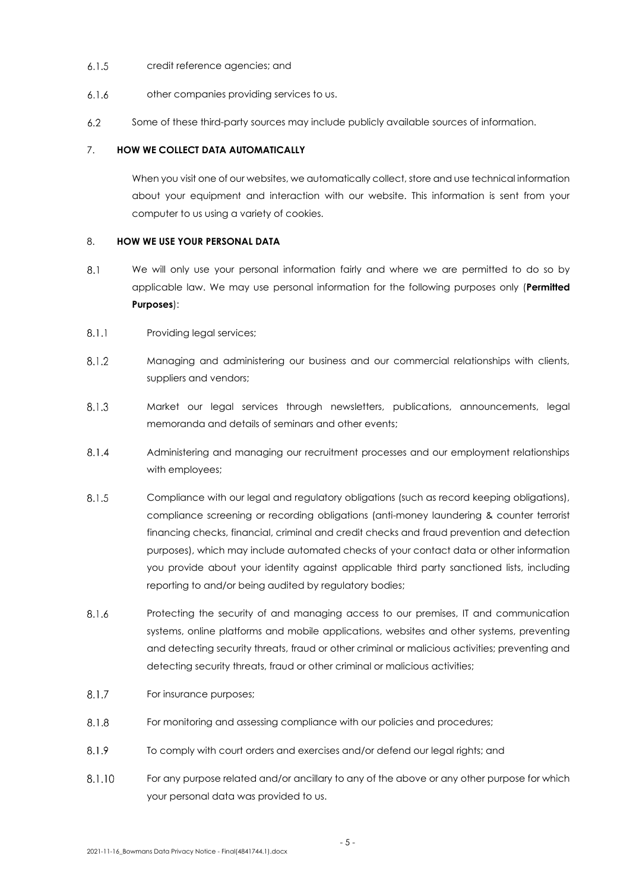6.1.5 credit reference agencies; and

6.1.6 other companies providing services to us.

6.2 Some of these third-party sources may include publicly available sources of information.

## 7. HOW WE COLLECT DATA AUTOMATICALLY

When you visit one of our websites, we automatically collect, store and use technical information about your equipment and interaction with our website. This information is sent from your computer to us using a variety of cookies.

## 8. HOW WE USE YOUR PERSONAL DATA

8.1 We will only use your personal information fairly and where we are permitted to do so by applicable law. We may use personal information for the following purposes only (**Permitted Purposes**):

8.1.1 Providing legal services;

8.1.2 Managing and administering our business and our commercial relationships with clients, suppliers and vendors;

8.1.3 Market our legal services through newsletters, publications, announcements, legal memoranda and details of seminars and other events;

8.1.4 Administering and managing our recruitment processes and our employment relationships with employees;

8.1.5 Compliance with our legal and regulatory obligations (such as record keeping obligations), compliance screening or recording obligations (anti-money laundering & counter terrorist financing checks, financial, criminal and credit checks and fraud prevention and detection purposes), which may include automated checks of your contact data or other information you provide about your identity against applicable third party sanctioned lists, including reporting to and/or being audited by regulatory bodies;

8.1.6 Protecting the security of and managing access to our premises, IT and communication systems, online platforms and mobile applications, websites and other systems, preventing and detecting security threats, fraud or other criminal or malicious activities; preventing and detecting security threats, fraud or other criminal or malicious activities;

8.1.7 For insurance purposes;

8.1.8 For monitoring and assessing compliance with our policies and procedures;

8.1.9 To comply with court orders and exercises and/or defend our legal rights; and

8.1.10 For any purpose related and/or ancillary to any of the above or any other purpose for which your personal data was provided to us.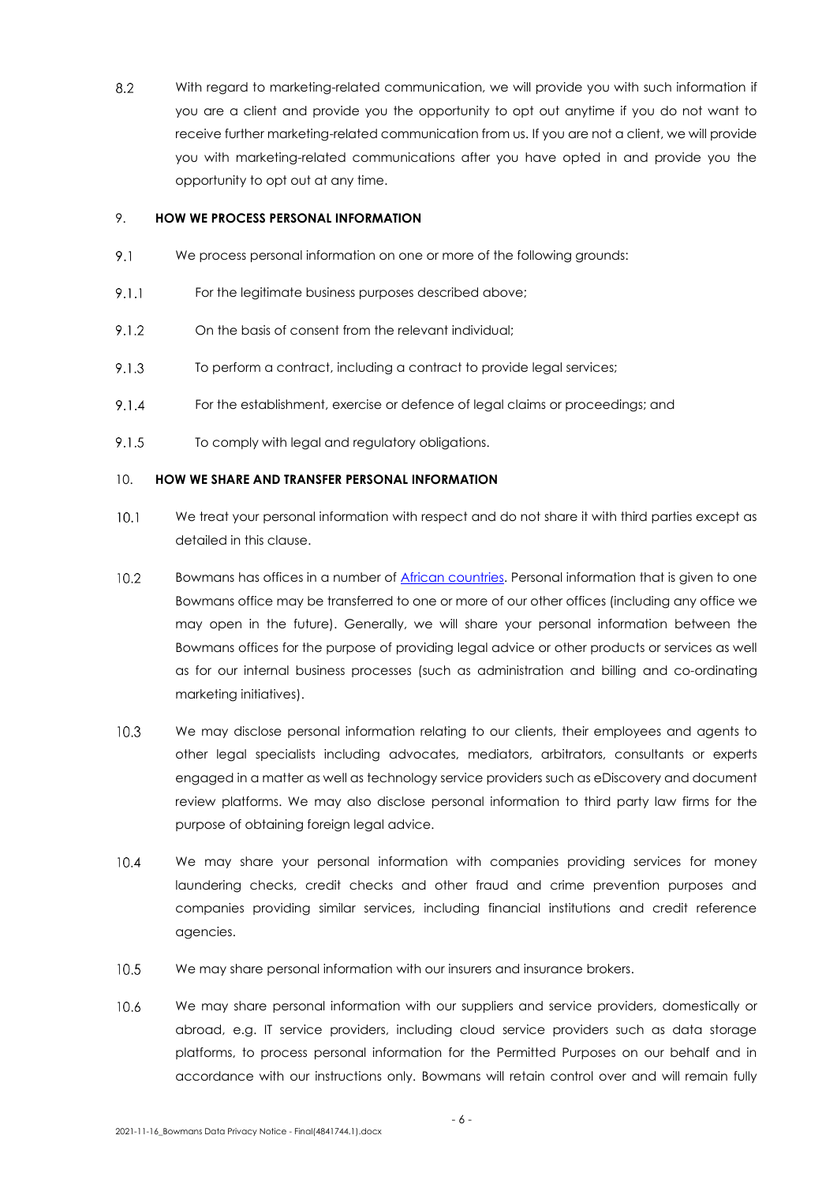8.2 With regard to marketing-related communication, we will provide you with such information if you are a client and provide you the opportunity to opt out anytime if you do not want to receive further marketing-related communication from us. If you are not a client, we will provide you with marketing-related communications after you have opted in and provide you the opportunity to opt out at any time.

## 9. HOW WE PROCESS PERSONAL INFORMATION

9.1 We process personal information on one or more of the following grounds:

9.1.1 For the legitimate business purposes described above;

9.1.2 On the basis of consent from the relevant individual;

9.1.3 To perform a contract, including a contract to provide legal services;

9.1.4 For the establishment, exercise or defence of legal claims or proceedings; and

9.1.5 To comply with legal and regulatory obligations.

## 10. HOW WE SHARE AND TRANSFER PERSONAL INFORMATION

10.1 We treat your personal information with respect and do not share it with third parties except as detailed in this clause.

10.2 Bowmans has offices in a number of African countries. Personal information that is given to one Bowmans office may be transferred to one or more of our other offices (including any office we may open in the future). Generally, we will share your personal information between the Bowmans offices for the purpose of providing legal advice or other products or services as well as for our internal business processes (such as administration and billing and co-ordinating marketing initiatives).

10.3 We may disclose personal information relating to our clients, their employees and agents to other legal specialists including advocates, mediators, arbitrators, consultants or experts engaged in a matter as well as technology service providers such as eDiscovery and document review platforms. We may also disclose personal information to third party law firms for the purpose of obtaining foreign legal advice.

10.4 We may share your personal information with companies providing services for money laundering checks, credit checks and other fraud and crime prevention purposes and companies providing similar services, including financial institutions and credit reference agencies.

10.5 We may share personal information with our insurers and insurance brokers.

10.6 We may share personal information with our suppliers and service providers, domestically or abroad, e.g. IT service providers, including cloud service providers such as data storage platforms, to process personal information for the Permitted Purposes on our behalf and in accordance with our instructions only. Bowmans will retain control over and will remain fully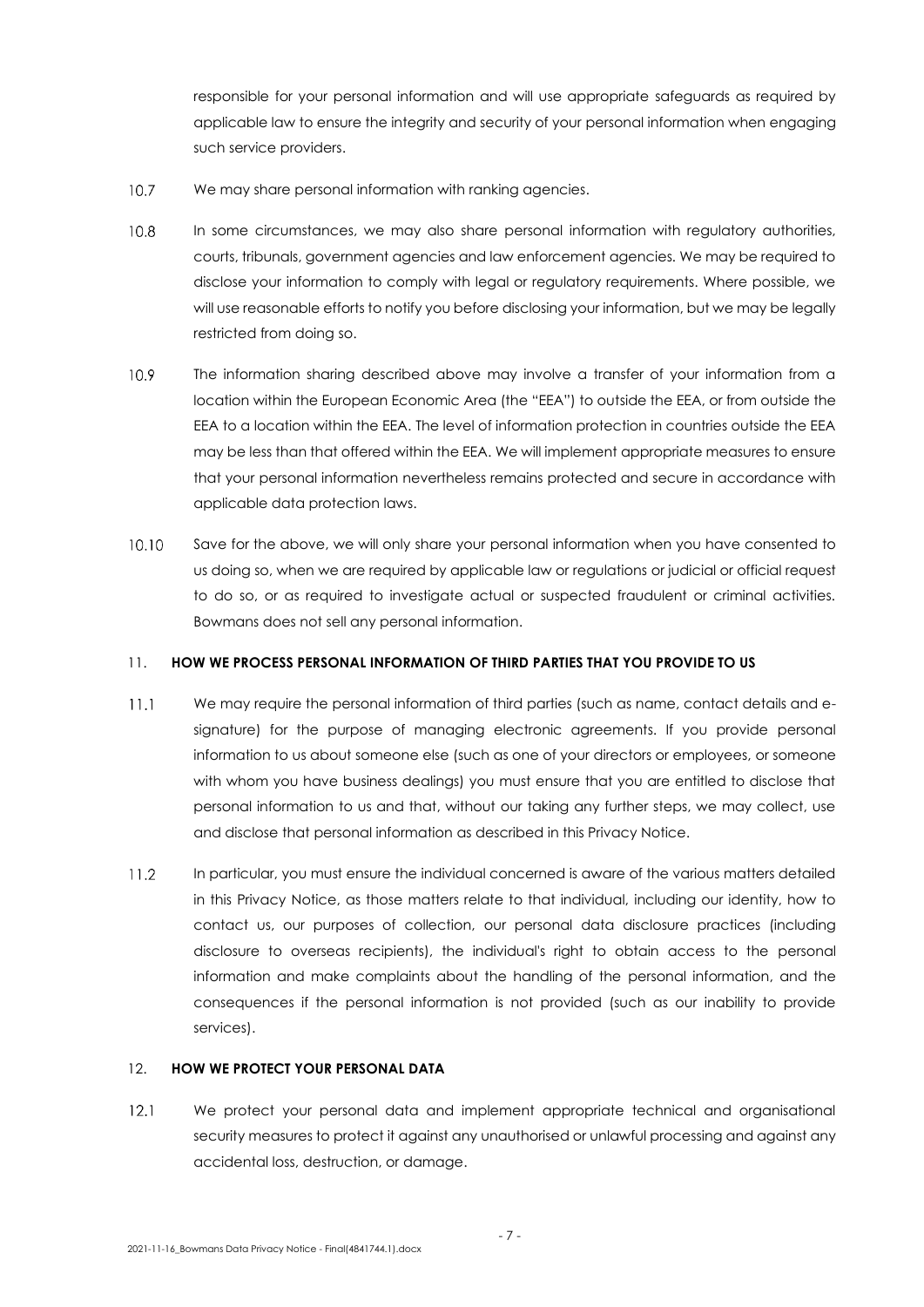responsible for your personal information and will use appropriate safeguards as required by applicable law to ensure the integrity and security of your personal information when engaging such service providers.

10.7 We may share personal information with ranking agencies.

10.8 In some circumstances, we may also share personal information with regulatory authorities, courts, tribunals, government agencies and law enforcement agencies. We may be required to disclose your information to comply with legal or regulatory requirements. Where possible, we will use reasonable efforts to notify you before disclosing your information, but we may be legally restricted from doing so.

10.9 The information sharing described above may involve a transfer of your information from a location within the European Economic Area (the "EEA") to outside the EEA, or from outside the EEA to a location within the EEA. The level of information protection in countries outside the EEA may be less than that offered within the EEA. We will implement appropriate measures to ensure that your personal information nevertheless remains protected and secure in accordance with applicable data protection laws.

10.10 Save for the above, we will only share your personal information when you have consented to us doing so, when we are required by applicable law or regulations or judicial or official request to do so, or as required to investigate actual or suspected fraudulent or criminal activities. Bowmans does not sell any personal information.

## 11. HOW WE PROCESS PERSONAL INFORMATION OF THIRD PARTIES THAT YOU PROVIDE TO US

11.1 We may require the personal information of third parties (such as name, contact details and e-signature) for the purpose of managing electronic agreements. If you provide personal information to us about someone else (such as one of your directors or employees, or someone with whom you have business dealings) you must ensure that you are entitled to disclose that personal information to us and that, without our taking any further steps, we may collect, use and disclose that personal information as described in this Privacy Notice.

11.2 In particular, you must ensure the individual concerned is aware of the various matters detailed in this Privacy Notice, as those matters relate to that individual, including our identity, how to contact us, our purposes of collection, our personal data disclosure practices (including disclosure to overseas recipients), the individual's right to obtain access to the personal information and make complaints about the handling of the personal information, and the consequences if the personal information is not provided (such as our inability to provide services).

## 12. HOW WE PROTECT YOUR PERSONAL DATA

12.1 We protect your personal data and implement appropriate technical and organisational security measures to protect it against any unauthorised or unlawful processing and against any accidental loss, destruction, or damage.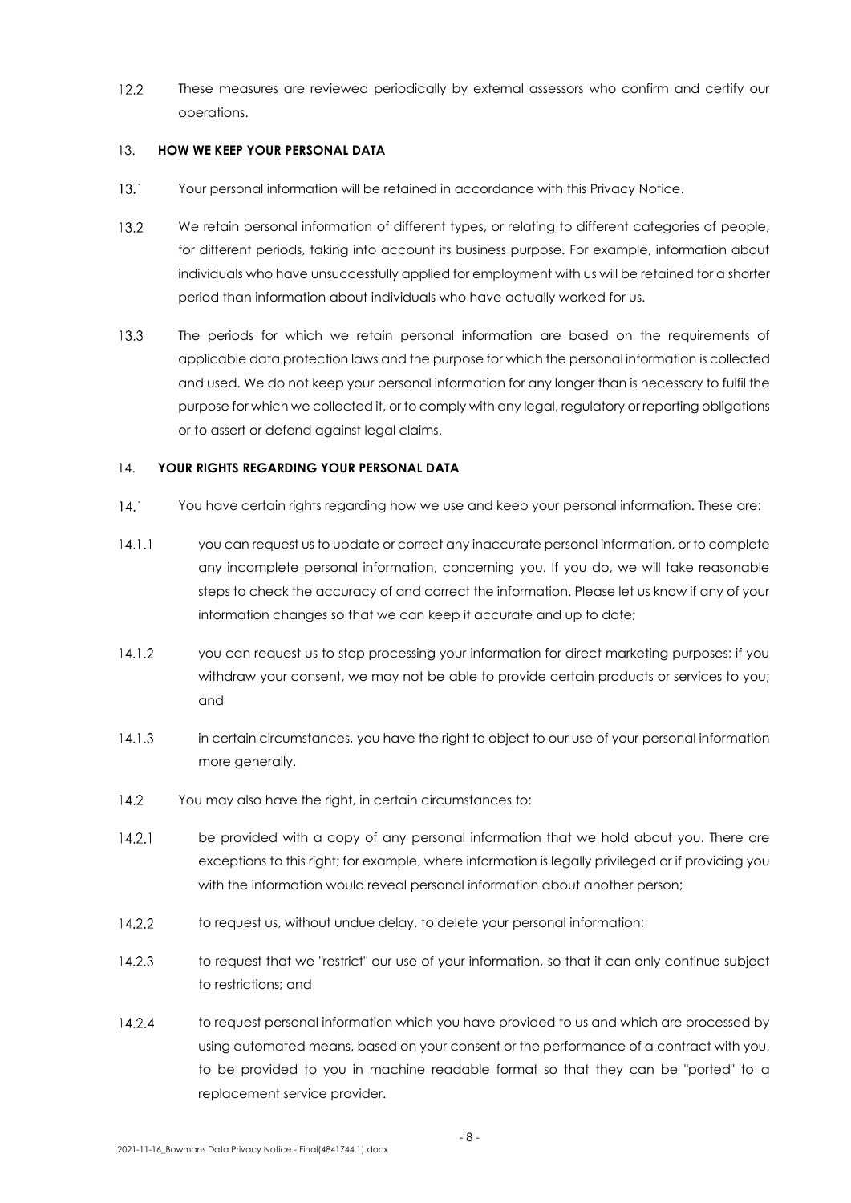12.2 These measures are reviewed periodically by external assessors who confirm and certify our operations.

## 13. HOW WE KEEP YOUR PERSONAL DATA

13.1 Your personal information will be retained in accordance with this Privacy Notice.

13.2 We retain personal information of different types, or relating to different categories of people, for different periods, taking into account its business purpose. For example, information about individuals who have unsuccessfully applied for employment with us will be retained for a shorter period than information about individuals who have actually worked for us.

13.3 The periods for which we retain personal information are based on the requirements of applicable data protection laws and the purpose for which the personal information is collected and used. We do not keep your personal information for any longer than is necessary to fulfil the purpose for which we collected it, or to comply with any legal, regulatory or reporting obligations or to assert or defend against legal claims.

## 14. YOUR RIGHTS REGARDING YOUR PERSONAL DATA

14.1 You have certain rights regarding how we use and keep your personal information. These are:

14.1.1 you can request us to update or correct any inaccurate personal information, or to complete any incomplete personal information, concerning you. If you do, we will take reasonable steps to check the accuracy of and correct the information. Please let us know if any of your information changes so that we can keep it accurate and up to date;

14.1.2 you can request us to stop processing your information for direct marketing purposes; if you withdraw your consent, we may not be able to provide certain products or services to you; and

14.1.3 in certain circumstances, you have the right to object to our use of your personal information more generally.

14.2 You may also have the right, in certain circumstances to:

14.2.1 be provided with a copy of any personal information that we hold about you. There are exceptions to this right; for example, where information is legally privileged or if providing you with the information would reveal personal information about another person;

14.2.2 to request us, without undue delay, to delete your personal information;

14.2.3 to request that we "restrict" our use of your information, so that it can only continue subject to restrictions; and

14.2.4 to request personal information which you have provided to us and which are processed by using automated means, based on your consent or the performance of a contract with you, to be provided to you in machine readable format so that they can be "ported" to a replacement service provider.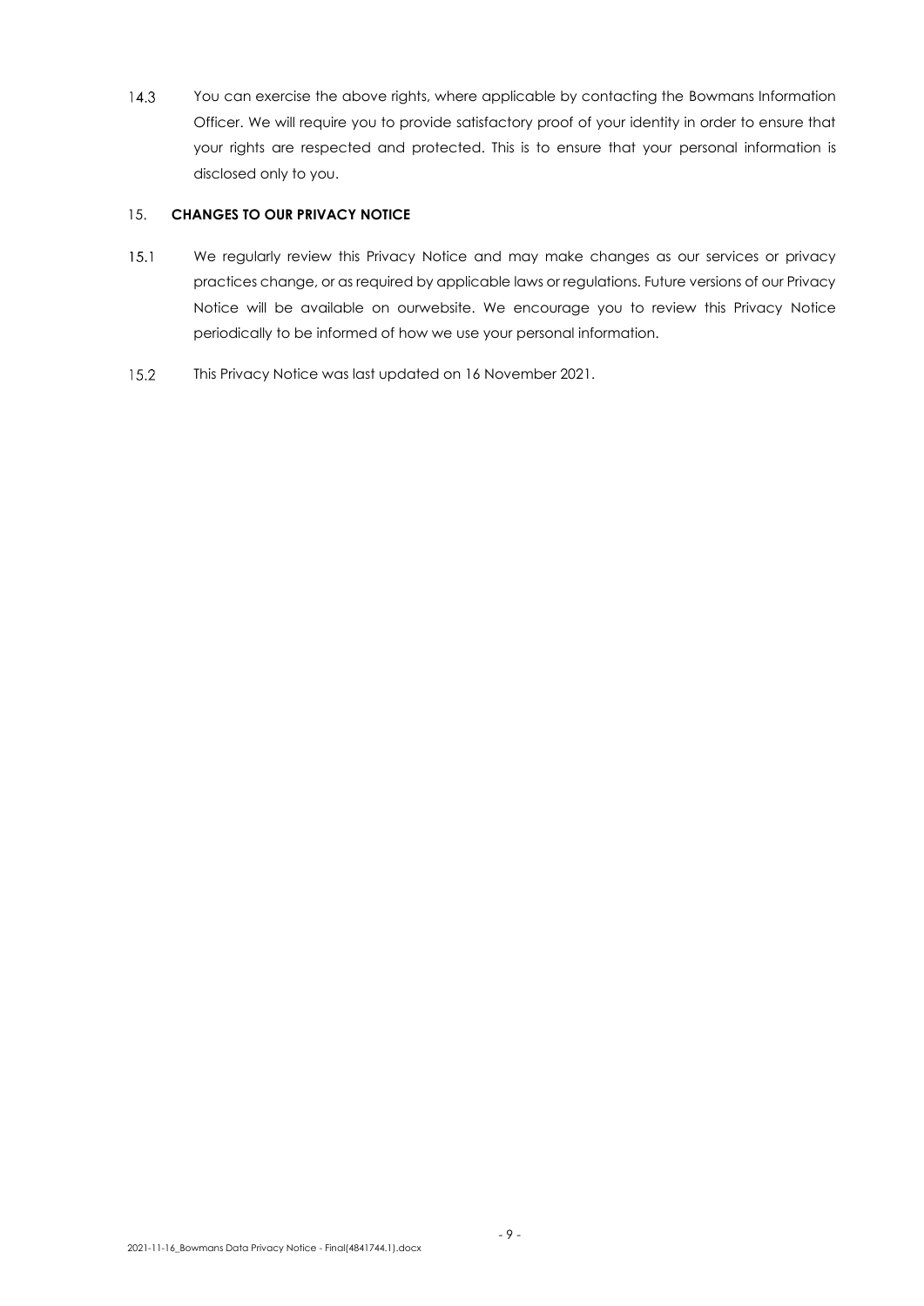14.3 You can exercise the above rights, where applicable by contacting the Bowmans Information Officer. We will require you to provide satisfactory proof of your identity in order to ensure that your rights are respected and protected. This is to ensure that your personal information is disclosed only to you.

## 15. CHANGES TO OUR PRIVACY NOTICE

15.1 We regularly review this Privacy Notice and may make changes as our services or privacy practices change, or as required by applicable laws or regulations. Future versions of our Privacy Notice will be available on ourwebsite. We encourage you to review this Privacy Notice periodically to be informed of how we use your personal information.

15.2 This Privacy Notice was last updated on 16 November 2021.